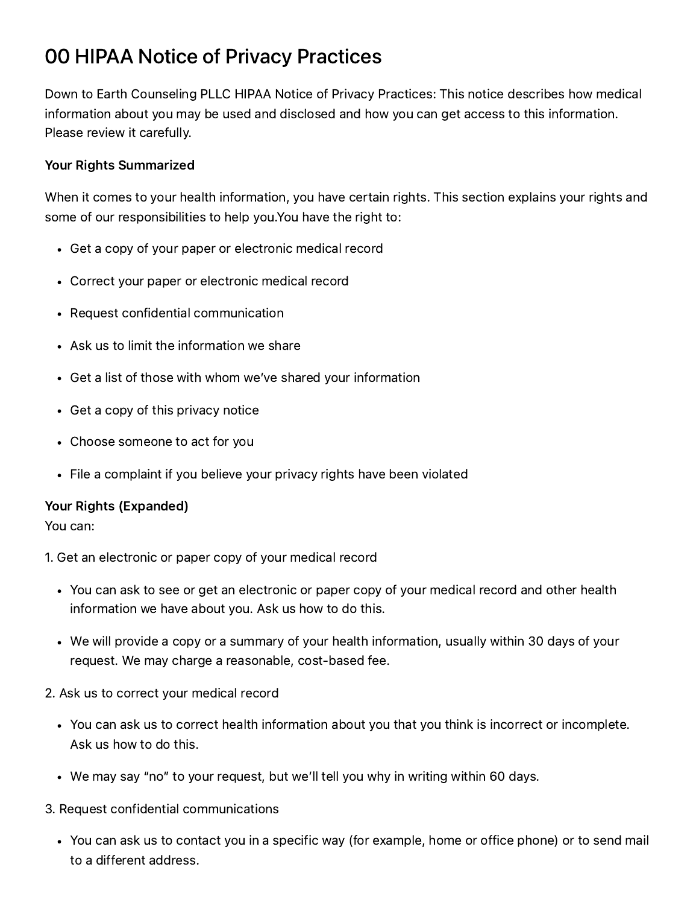# 00 HIPAA Notice of Privacy Practices

Down to Earth Counseling PLLC HIPAA Notice of Privacy Practices: This notice describes how medical information about you may be used and disclosed and how you can get access to this information. Please review it carefully.

**Your Rights Summarized**

When it comes to your health information, you have certain rights. This section explains your rights and some of our responsibilities to help you.You have the right to:

- Get a copy of your paper or electronic medical record
- Correct your paper or electronic medical record
- Request confidential communication
- Ask us to limit the information we share
- Get a list of those with whom we've shared your information
- Get a copy of this privacy notice
- Choose someone to act for you
- File a complaint if you believe your privacy rights have been violated

**Your Rights (Expanded)**
You can:

1. Get an electronic or paper copy of your medical record

- You can ask to see or get an electronic or paper copy of your medical record and other health information we have about you. Ask us how to do this.
- We will provide a copy or a summary of your health information, usually within 30 days of your request. We may charge a reasonable, cost-based fee.

2. Ask us to correct your medical record

- You can ask us to correct health information about you that you think is incorrect or incomplete. Ask us how to do this.
- We may say "no" to your request, but we'll tell you why in writing within 60 days.

3. Request confidential communications

- You can ask us to contact you in a specific way (for example, home or office phone) or to send mail to a different address.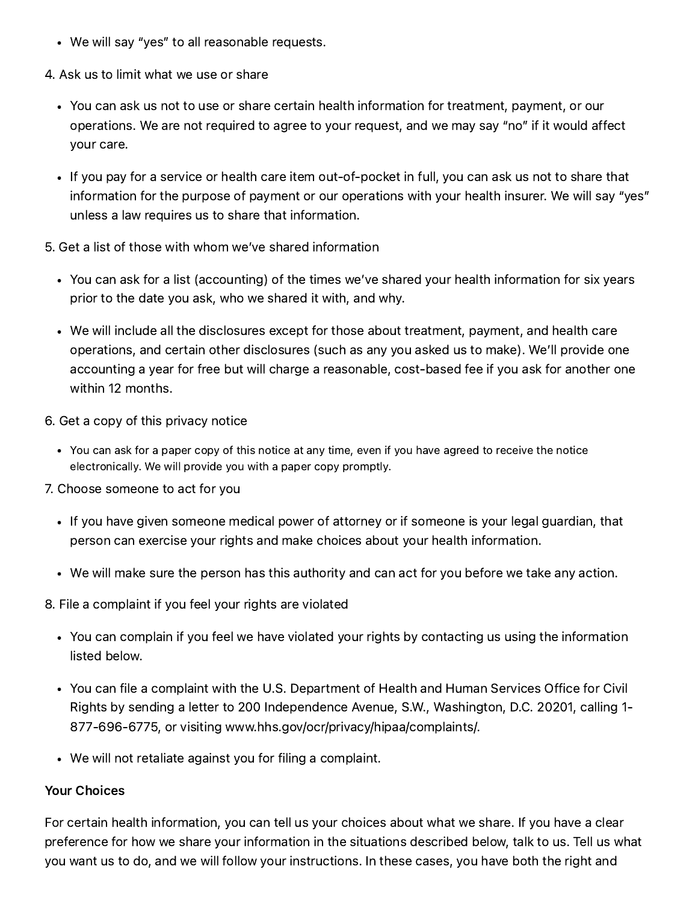- We will say "yes" to all reasonable requests.

4. Ask us to limit what we use or share

- You can ask us not to use or share certain health information for treatment, payment, or our operations. We are not required to agree to your request, and we may say "no" if it would affect your care.

- If you pay for a service or health care item out-of-pocket in full, you can ask us not to share that information for the purpose of payment or our operations with your health insurer. We will say "yes" unless a law requires us to share that information.

5. Get a list of those with whom we've shared information

- You can ask for a list (accounting) of the times we've shared your health information for six years prior to the date you ask, who we shared it with, and why.

- We will include all the disclosures except for those about treatment, payment, and health care operations, and certain other disclosures (such as any you asked us to make). We'll provide one accounting a year for free but will charge a reasonable, cost-based fee if you ask for another one within 12 months.

6. Get a copy of this privacy notice

- You can ask for a paper copy of this notice at any time, even if you have agreed to receive the notice electronically. We will provide you with a paper copy promptly.

7. Choose someone to act for you

- If you have given someone medical power of attorney or if someone is your legal guardian, that person can exercise your rights and make choices about your health information.

- We will make sure the person has this authority and can act for you before we take any action.

8. File a complaint if you feel your rights are violated

- You can complain if you feel we have violated your rights by contacting us using the information listed below.

- You can file a complaint with the U.S. Department of Health and Human Services Office for Civil Rights by sending a letter to 200 Independence Avenue, S.W., Washington, D.C. 20201, calling 1-877-696-6775, or visiting www.hhs.gov/ocr/privacy/hipaa/complaints/.

- We will not retaliate against you for filing a complaint.

**Your Choices**

For certain health information, you can tell us your choices about what we share. If you have a clear preference for how we share your information in the situations described below, talk to us. Tell us what you want us to do, and we will follow your instructions. In these cases, you have both the right and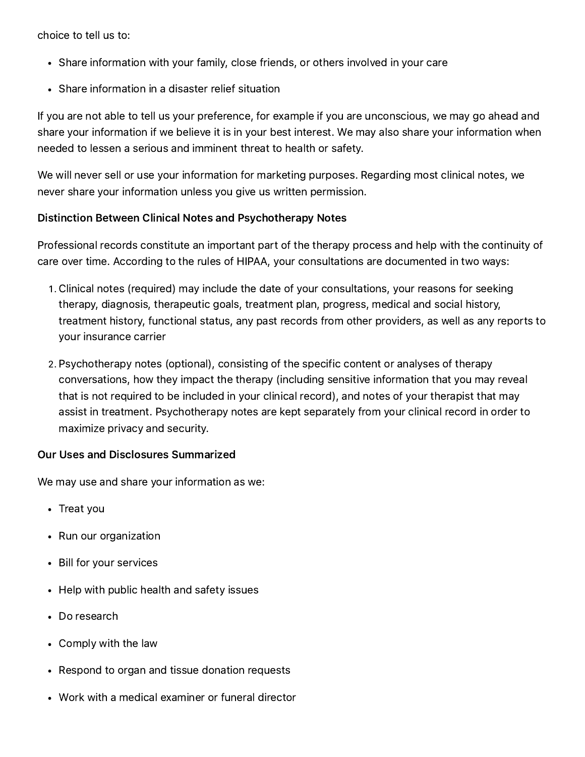choice to tell us to:

- Share information with your family, close friends, or others involved in your care
- Share information in a disaster relief situation

If you are not able to tell us your preference, for example if you are unconscious, we may go ahead and share your information if we believe it is in your best interest. We may also share your information when needed to lessen a serious and imminent threat to health or safety.

We will never sell or use your information for marketing purposes. Regarding most clinical notes, we never share your information unless you give us written permission.

**Distinction Between Clinical Notes and Psychotherapy Notes**

Professional records constitute an important part of the therapy process and help with the continuity of care over time. According to the rules of HIPAA, your consultations are documented in two ways:

1. Clinical notes (required) may include the date of your consultations, your reasons for seeking therapy, diagnosis, therapeutic goals, treatment plan, progress, medical and social history, treatment history, functional status, any past records from other providers, as well as any reports to your insurance carrier
2. Psychotherapy notes (optional), consisting of the specific content or analyses of therapy conversations, how they impact the therapy (including sensitive information that you may reveal that is not required to be included in your clinical record), and notes of your therapist that may assist in treatment. Psychotherapy notes are kept separately from your clinical record in order to maximize privacy and security.

**Our Uses and Disclosures Summarized**

We may use and share your information as we:

- Treat you
- Run our organization
- Bill for your services
- Help with public health and safety issues
- Do research
- Comply with the law
- Respond to organ and tissue donation requests
- Work with a medical examiner or funeral director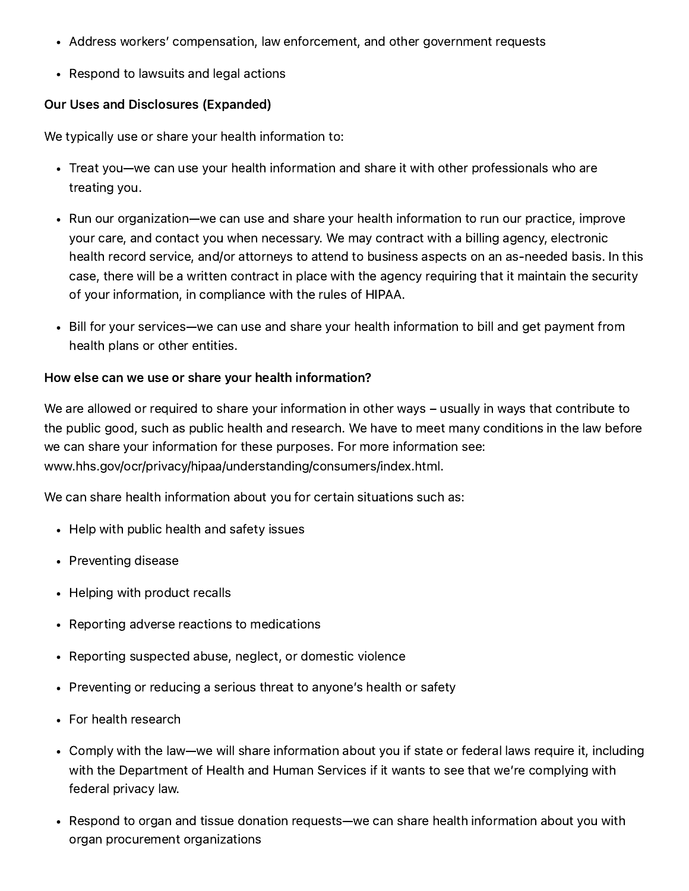- Address workers' compensation, law enforcement, and other government requests
- Respond to lawsuits and legal actions

**Our Uses and Disclosures (Expanded)**

We typically use or share your health information to:

- Treat you—we can use your health information and share it with other professionals who are treating you.
- Run our organization—we can use and share your health information to run our practice, improve your care, and contact you when necessary. We may contract with a billing agency, electronic health record service, and/or attorneys to attend to business aspects on an as-needed basis. In this case, there will be a written contract in place with the agency requiring that it maintain the security of your information, in compliance with the rules of HIPAA.
- Bill for your services—we can use and share your health information to bill and get payment from health plans or other entities.

**How else can we use or share your health information?**

We are allowed or required to share your information in other ways – usually in ways that contribute to the public good, such as public health and research. We have to meet many conditions in the law before we can share your information for these purposes. For more information see: www.hhs.gov/ocr/privacy/hipaa/understanding/consumers/index.html.

We can share health information about you for certain situations such as:

- Help with public health and safety issues
- Preventing disease
- Helping with product recalls
- Reporting adverse reactions to medications
- Reporting suspected abuse, neglect, or domestic violence
- Preventing or reducing a serious threat to anyone's health or safety
- For health research
- Comply with the law—we will share information about you if state or federal laws require it, including with the Department of Health and Human Services if it wants to see that we're complying with federal privacy law.
- Respond to organ and tissue donation requests—we can share health information about you with organ procurement organizations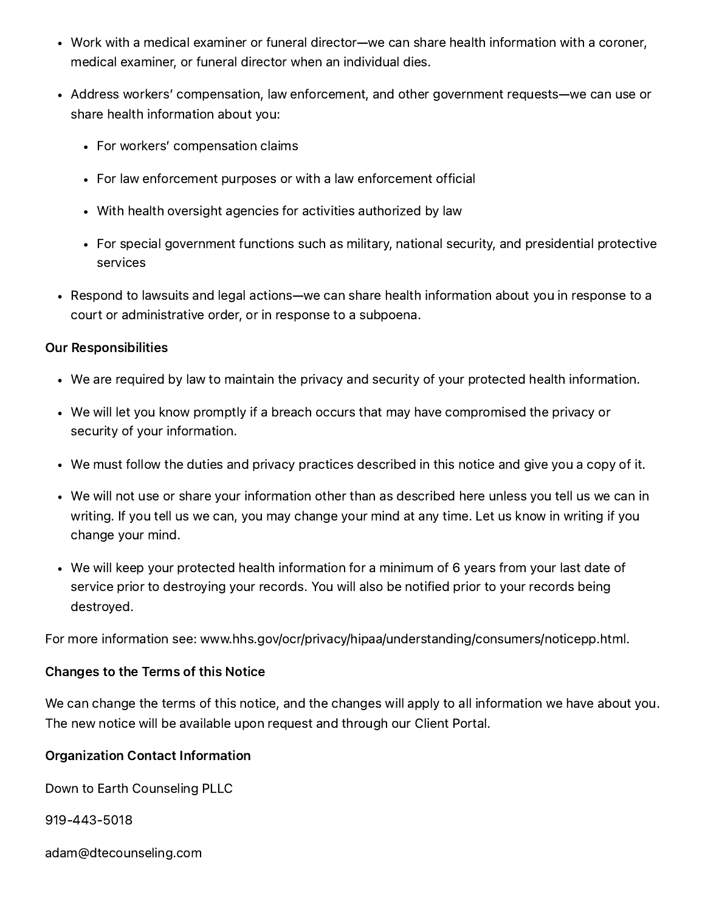- Work with a medical examiner or funeral director—we can share health information with a coroner, medical examiner, or funeral director when an individual dies.
- Address workers' compensation, law enforcement, and other government requests—we can use or share health information about you:
  - For workers' compensation claims
  - For law enforcement purposes or with a law enforcement official
  - With health oversight agencies for activities authorized by law
  - For special government functions such as military, national security, and presidential protective services
- Respond to lawsuits and legal actions—we can share health information about you in response to a court or administrative order, or in response to a subpoena.

**Our Responsibilities**

- We are required by law to maintain the privacy and security of your protected health information.
- We will let you know promptly if a breach occurs that may have compromised the privacy or security of your information.
- We must follow the duties and privacy practices described in this notice and give you a copy of it.
- We will not use or share your information other than as described here unless you tell us we can in writing. If you tell us we can, you may change your mind at any time. Let us know in writing if you change your mind.
- We will keep your protected health information for a minimum of 6 years from your last date of service prior to destroying your records. You will also be notified prior to your records being destroyed.

For more information see: www.hhs.gov/ocr/privacy/hipaa/understanding/consumers/noticepp.html.

**Changes to the Terms of this Notice**

We can change the terms of this notice, and the changes will apply to all information we have about you. The new notice will be available upon request and through our Client Portal.

**Organization Contact Information**

Down to Earth Counseling PLLC

919-443-5018

adam@dtecounseling.com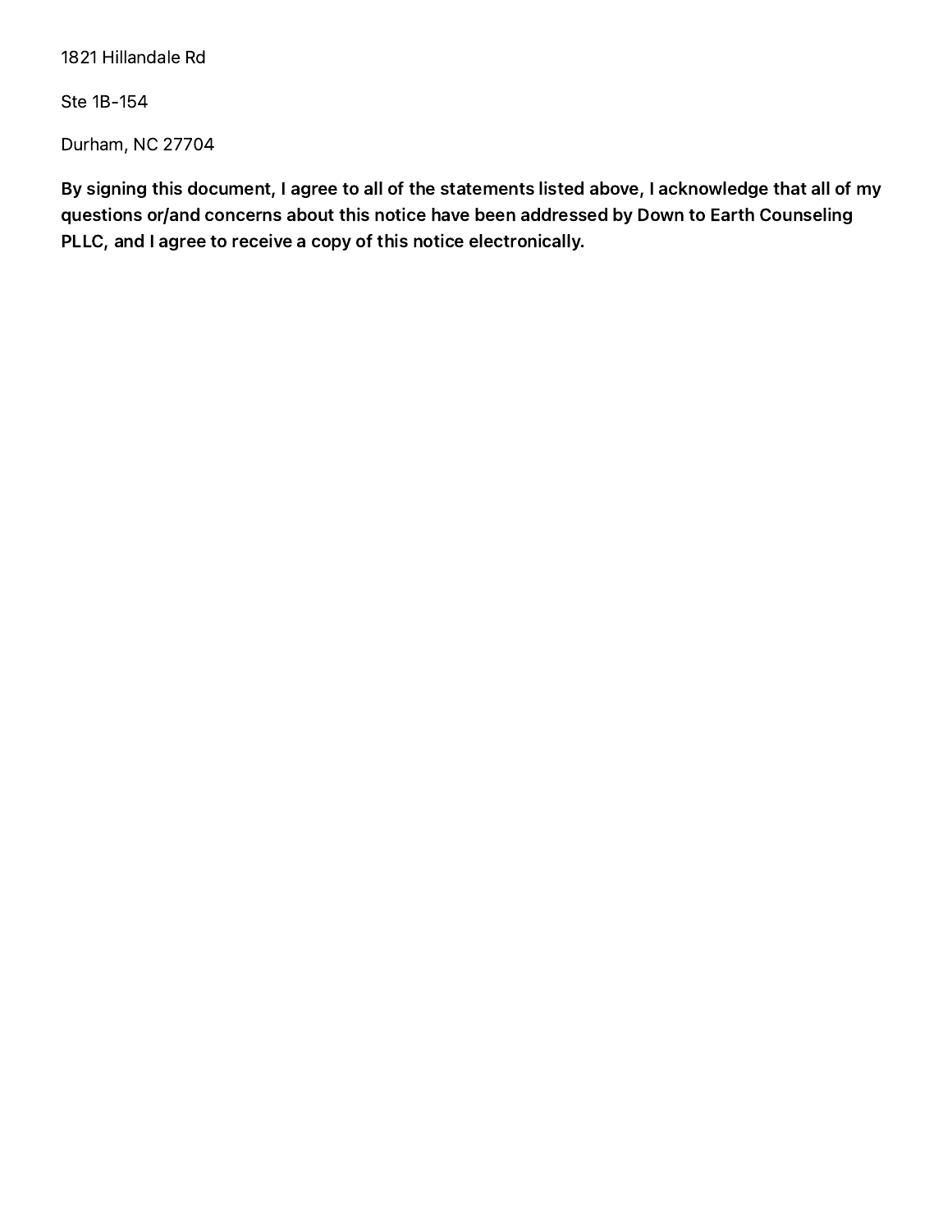1821 Hillandale Rd

Ste 1B-154

Durham, NC 27704

**By signing this document, I agree to all of the statements listed above, I acknowledge that all of my questions or/and concerns about this notice have been addressed by Down to Earth Counseling PLLC, and I agree to receive a copy of this notice electronically.**